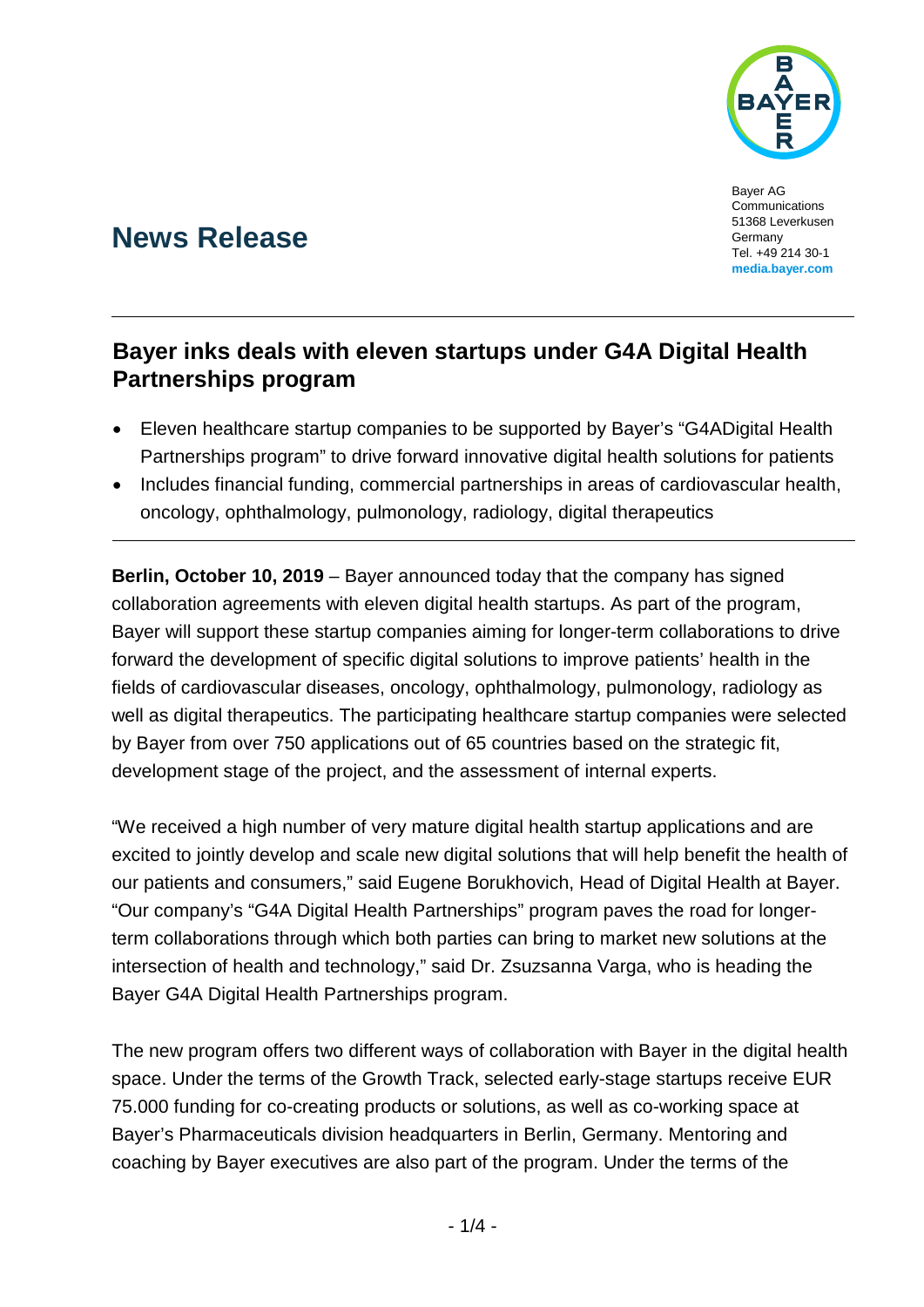Bayer AG
Communications
51368 Leverkusen
Germany
Tel. +49 214 30-1
**media.bayer.com**

# News Release

## Bayer inks deals with eleven startups under G4A Digital Health Partnerships program

- Eleven healthcare startup companies to be supported by Bayer's "G4ADigital Health Partnerships program" to drive forward innovative digital health solutions for patients
- Includes financial funding, commercial partnerships in areas of cardiovascular health, oncology, ophthalmology, pulmonology, radiology, digital therapeutics

**Berlin, October 10, 2019** – Bayer announced today that the company has signed collaboration agreements with eleven digital health startups. As part of the program, Bayer will support these startup companies aiming for longer-term collaborations to drive forward the development of specific digital solutions to improve patients' health in the fields of cardiovascular diseases, oncology, ophthalmology, pulmonology, radiology as well as digital therapeutics. The participating healthcare startup companies were selected by Bayer from over 750 applications out of 65 countries based on the strategic fit, development stage of the project, and the assessment of internal experts.

"We received a high number of very mature digital health startup applications and are excited to jointly develop and scale new digital solutions that will help benefit the health of our patients and consumers," said Eugene Borukhovich, Head of Digital Health at Bayer. "Our company's "G4A Digital Health Partnerships" program paves the road for longer-term collaborations through which both parties can bring to market new solutions at the intersection of health and technology," said Dr. Zsuzsanna Varga, who is heading the Bayer G4A Digital Health Partnerships program.

The new program offers two different ways of collaboration with Bayer in the digital health space. Under the terms of the Growth Track, selected early-stage startups receive EUR 75.000 funding for co-creating products or solutions, as well as co-working space at Bayer's Pharmaceuticals division headquarters in Berlin, Germany. Mentoring and coaching by Bayer executives are also part of the program. Under the terms of the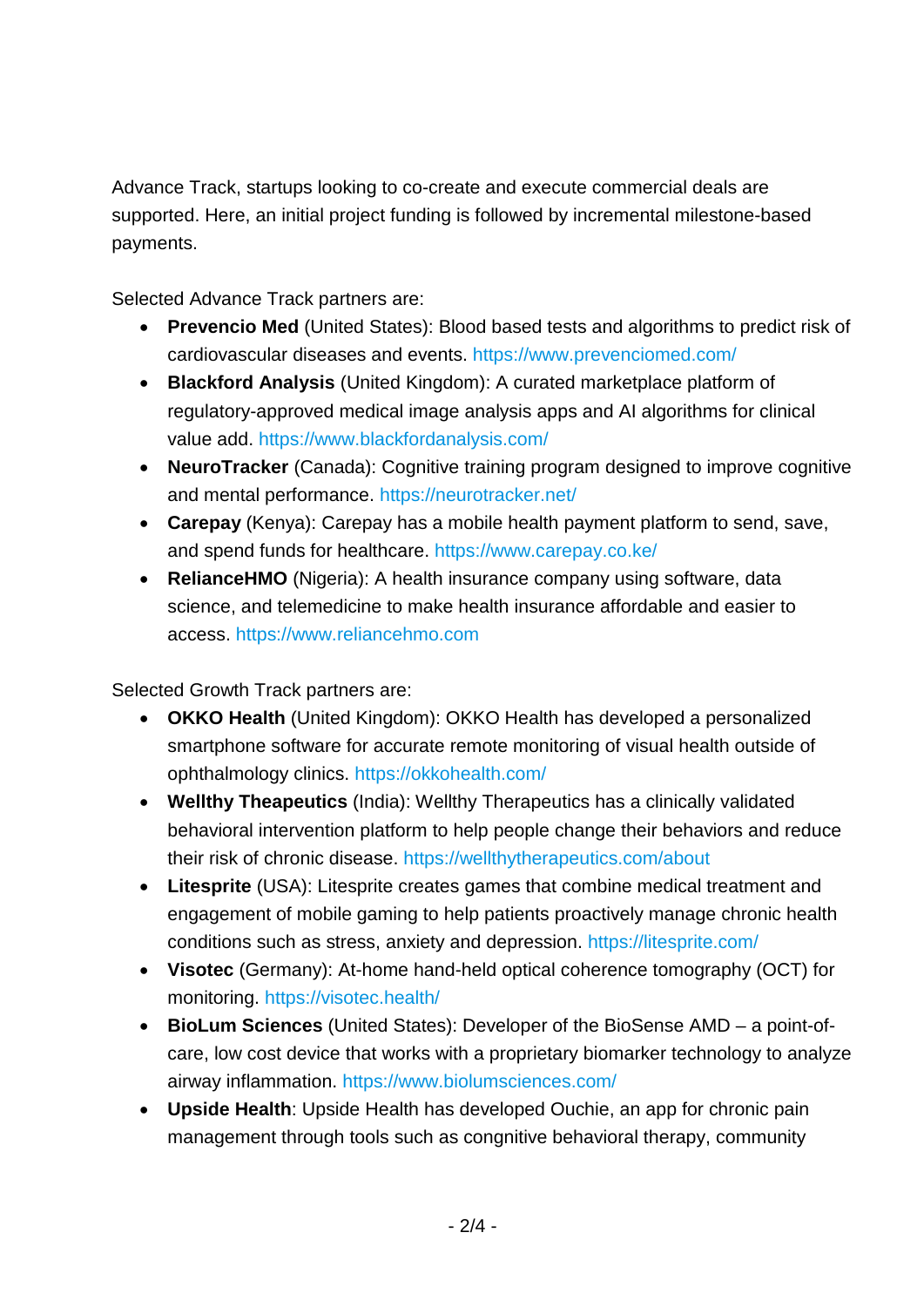Advance Track, startups looking to co-create and execute commercial deals are supported. Here, an initial project funding is followed by incremental milestone-based payments.

Selected Advance Track partners are:

- **Prevencio Med** (United States): Blood based tests and algorithms to predict risk of cardiovascular diseases and events. https://www.prevenciomed.com/
- **Blackford Analysis** (United Kingdom): A curated marketplace platform of regulatory-approved medical image analysis apps and AI algorithms for clinical value add. https://www.blackfordanalysis.com/
- **NeuroTracker** (Canada): Cognitive training program designed to improve cognitive and mental performance. https://neurotracker.net/
- **Carepay** (Kenya): Carepay has a mobile health payment platform to send, save, and spend funds for healthcare. https://www.carepay.co.ke/
- **RelianceHMO** (Nigeria): A health insurance company using software, data science, and telemedicine to make health insurance affordable and easier to access. https://www.reliancehmo.com

Selected Growth Track partners are:

- **OKKO Health** (United Kingdom): OKKO Health has developed a personalized smartphone software for accurate remote monitoring of visual health outside of ophthalmology clinics. https://okkohealth.com/
- **Wellthy Theapeutics** (India): Wellthy Therapeutics has a clinically validated behavioral intervention platform to help people change their behaviors and reduce their risk of chronic disease. https://wellthytherapeutics.com/about
- **Litesprite** (USA): Litesprite creates games that combine medical treatment and engagement of mobile gaming to help patients proactively manage chronic health conditions such as stress, anxiety and depression. https://litesprite.com/
- **Visotec** (Germany): At-home hand-held optical coherence tomography (OCT) for monitoring. https://visotec.health/
- **BioLum Sciences** (United States): Developer of the BioSense AMD – a point-of-care, low cost device that works with a proprietary biomarker technology to analyze airway inflammation. https://www.biolumsciences.com/
- **Upside Health**: Upside Health has developed Ouchie, an app for chronic pain management through tools such as congnitive behavioral therapy, community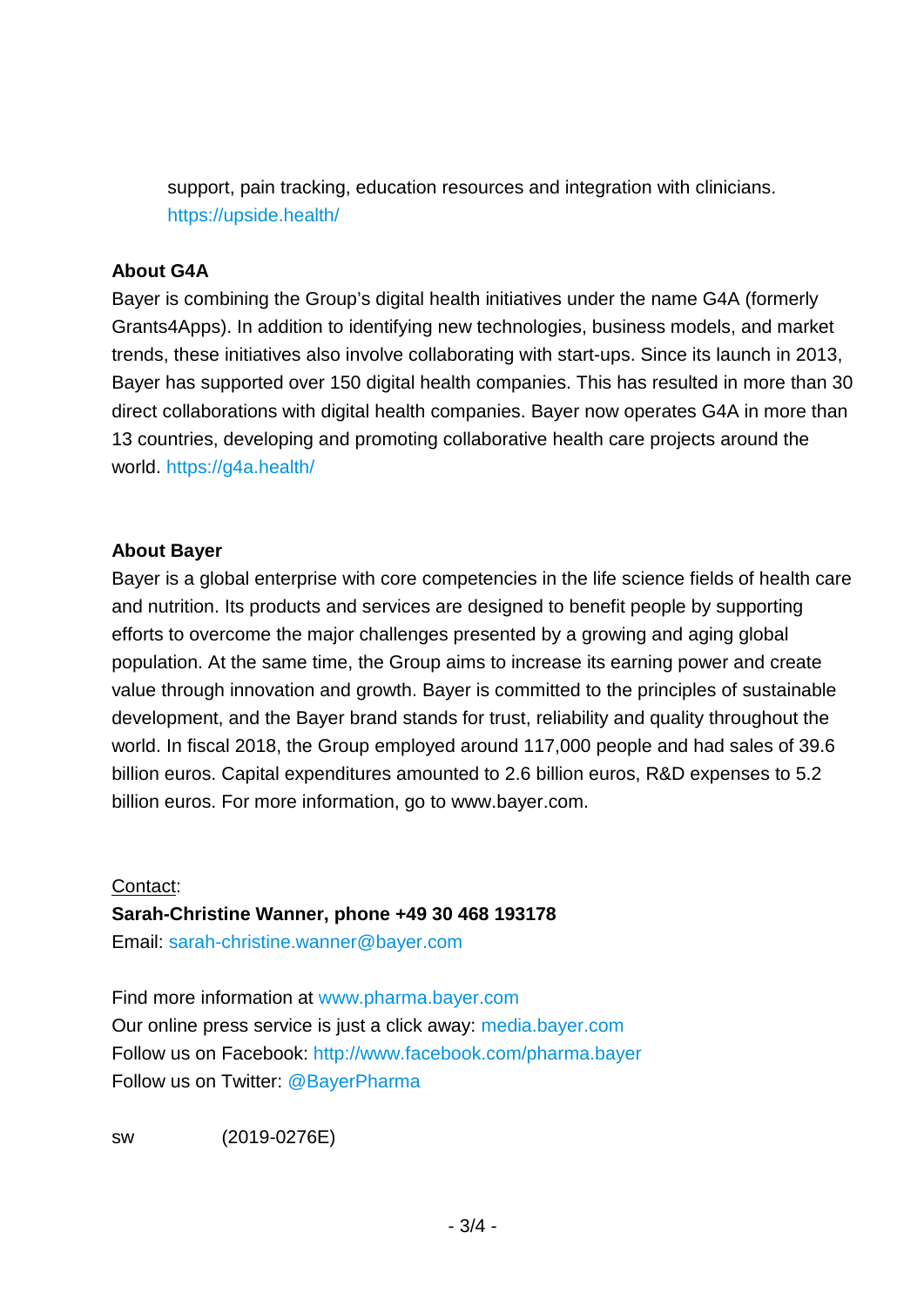support, pain tracking, education resources and integration with clinicians. https://upside.health/

**About G4A**

Bayer is combining the Group's digital health initiatives under the name G4A (formerly Grants4Apps). In addition to identifying new technologies, business models, and market trends, these initiatives also involve collaborating with start-ups. Since its launch in 2013, Bayer has supported over 150 digital health companies. This has resulted in more than 30 direct collaborations with digital health companies. Bayer now operates G4A in more than 13 countries, developing and promoting collaborative health care projects around the world. https://g4a.health/

**About Bayer**

Bayer is a global enterprise with core competencies in the life science fields of health care and nutrition. Its products and services are designed to benefit people by supporting efforts to overcome the major challenges presented by a growing and aging global population. At the same time, the Group aims to increase its earning power and create value through innovation and growth. Bayer is committed to the principles of sustainable development, and the Bayer brand stands for trust, reliability and quality throughout the world. In fiscal 2018, the Group employed around 117,000 people and had sales of 39.6 billion euros. Capital expenditures amounted to 2.6 billion euros, R&D expenses to 5.2 billion euros. For more information, go to www.bayer.com.

Contact:
**Sarah-Christine Wanner, phone +49 30 468 193178**
Email: sarah-christine.wanner@bayer.com

Find more information at www.pharma.bayer.com
Our online press service is just a click away: media.bayer.com
Follow us on Facebook: http://www.facebook.com/pharma.bayer
Follow us on Twitter: @BayerPharma

sw (2019-0276E)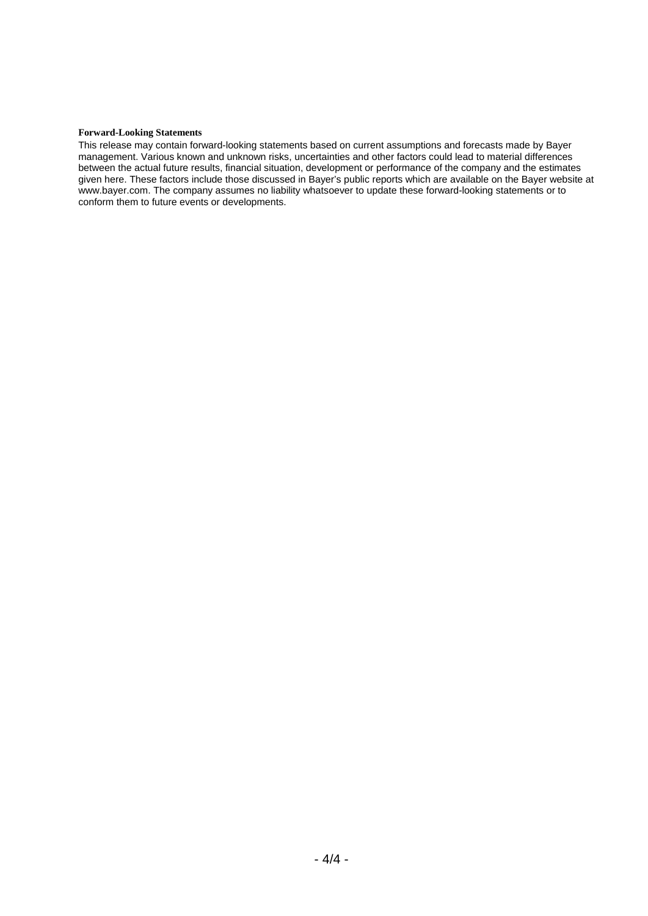**Forward-Looking Statements**

This release may contain forward-looking statements based on current assumptions and forecasts made by Bayer management. Various known and unknown risks, uncertainties and other factors could lead to material differences between the actual future results, financial situation, development or performance of the company and the estimates given here. These factors include those discussed in Bayer's public reports which are available on the Bayer website at www.bayer.com. The company assumes no liability whatsoever to update these forward-looking statements or to conform them to future events or developments.